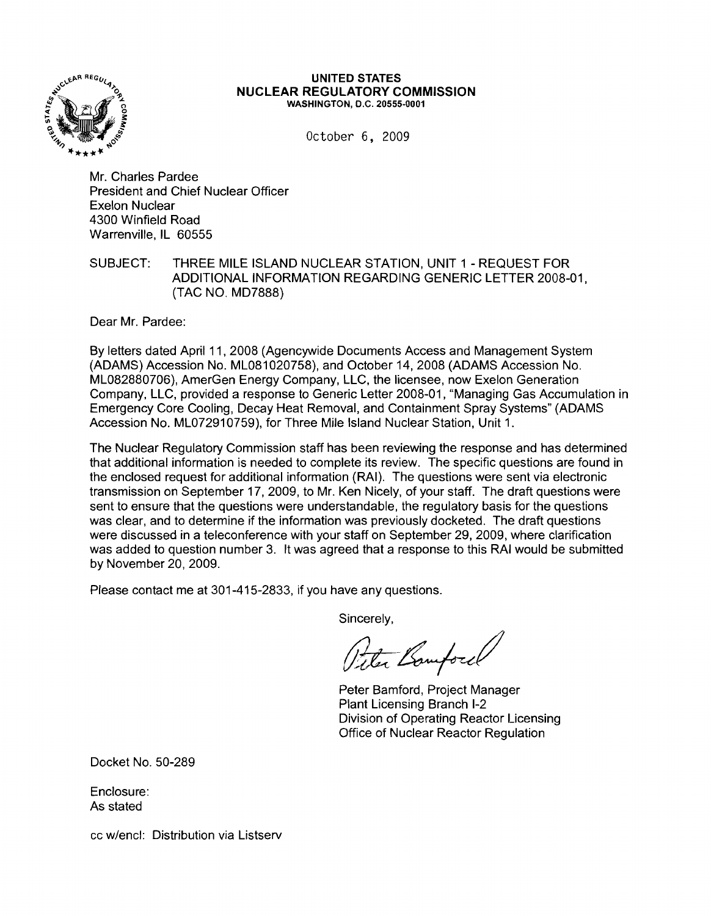**UNITED STATES**
**NUCLEAR REGULATORY COMMISSION**
WASHINGTON, D.C. 20555-0001

October 6, 2009

Mr. Charles Pardee
President and Chief Nuclear Officer
Exelon Nuclear
4300 Winfield Road
Warrenville, IL 60555

SUBJECT: THREE MILE ISLAND NUCLEAR STATION, UNIT 1 - REQUEST FOR ADDITIONAL INFORMATION REGARDING GENERIC LETTER 2008-01, (TAC NO. MD7888)

Dear Mr. Pardee:

By letters dated April 11, 2008 (Agencywide Documents Access and Management System (ADAMS) Accession No. ML081020758), and October 14, 2008 (ADAMS Accession No. ML082880706), AmerGen Energy Company, LLC, the licensee, now Exelon Generation Company, LLC, provided a response to Generic Letter 2008-01, "Managing Gas Accumulation in Emergency Core Cooling, Decay Heat Removal, and Containment Spray Systems" (ADAMS Accession No. ML072910759), for Three Mile Island Nuclear Station, Unit 1.

The Nuclear Regulatory Commission staff has been reviewing the response and has determined that additional information is needed to complete its review. The specific questions are found in the enclosed request for additional information (RAI). The questions were sent via electronic transmission on September 17, 2009, to Mr. Ken Nicely, of your staff. The draft questions were sent to ensure that the questions were understandable, the regulatory basis for the questions was clear, and to determine if the information was previously docketed. The draft questions were discussed in a teleconference with your staff on September 29, 2009, where clarification was added to question number 3. It was agreed that a response to this RAI would be submitted by November 20, 2009.

Please contact me at 301-415-2833, if you have any questions.

Sincerely,

Peter Bamford, Project Manager
Plant Licensing Branch I-2
Division of Operating Reactor Licensing
Office of Nuclear Reactor Regulation

Docket No. 50-289

Enclosure:
As stated

cc w/encl: Distribution via Listserv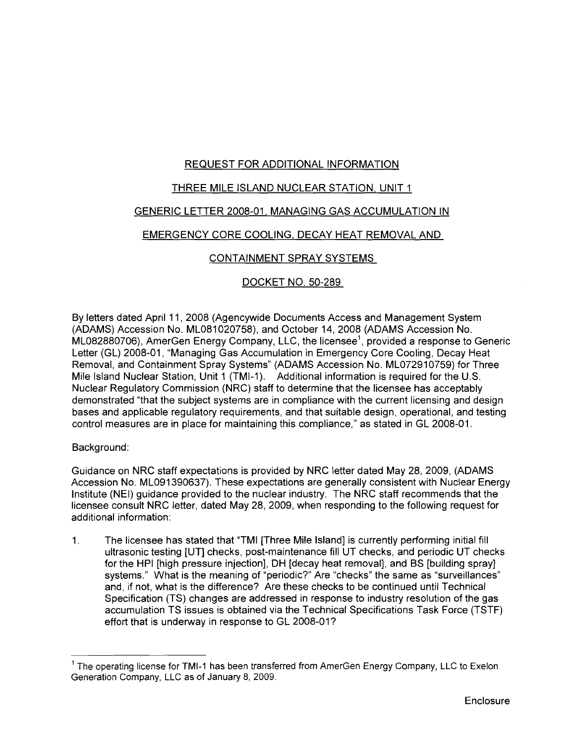REQUEST FOR ADDITIONAL INFORMATION

THREE MILE ISLAND NUCLEAR STATION, UNIT 1

GENERIC LETTER 2008-01, MANAGING GAS ACCUMULATION IN

EMERGENCY CORE COOLING, DECAY HEAT REMOVAL AND

CONTAINMENT SPRAY SYSTEMS

DOCKET NO. 50-289

By letters dated April 11, 2008 (Agencywide Documents Access and Management System (ADAMS) Accession No. ML081020758), and October 14, 2008 (ADAMS Accession No. ML082880706), AmerGen Energy Company, LLC, the licensee[1], provided a response to Generic Letter (GL) 2008-01, "Managing Gas Accumulation in Emergency Core Cooling, Decay Heat Removal, and Containment Spray Systems" (ADAMS Accession No. ML072910759) for Three Mile Island Nuclear Station, Unit 1 (TMI-1). Additional information is required for the U.S. Nuclear Regulatory Commission (NRC) staff to determine that the licensee has acceptably demonstrated "that the subject systems are in compliance with the current licensing and design bases and applicable regulatory requirements, and that suitable design, operational, and testing control measures are in place for maintaining this compliance," as stated in GL 2008-01.

Background:

Guidance on NRC staff expectations is provided by NRC letter dated May 28, 2009, (ADAMS Accession No. ML091390637). These expectations are generally consistent with Nuclear Energy Institute (NEI) guidance provided to the nuclear industry. The NRC staff recommends that the licensee consult NRC letter, dated May 28, 2009, when responding to the following request for additional information:

1. The licensee has stated that "TMI [Three Mile Island] is currently performing initial fill ultrasonic testing [UT] checks, post-maintenance fill UT checks, and periodic UT checks for the HPI [high pressure injection], DH [decay heat removal], and BS [building spray] systems." What is the meaning of "periodic?" Are "checks" the same as "surveillances" and, if not, what is the difference? Are these checks to be continued until Technical Specification (TS) changes are addressed in response to industry resolution of the gas accumulation TS issues is obtained via the Technical Specifications Task Force (TSTF) effort that is underway in response to GL 2008-01?

[1] The operating license for TMI-1 has been transferred from AmerGen Energy Company, LLC to Exelon Generation Company, LLC as of January 8, 2009.

Enclosure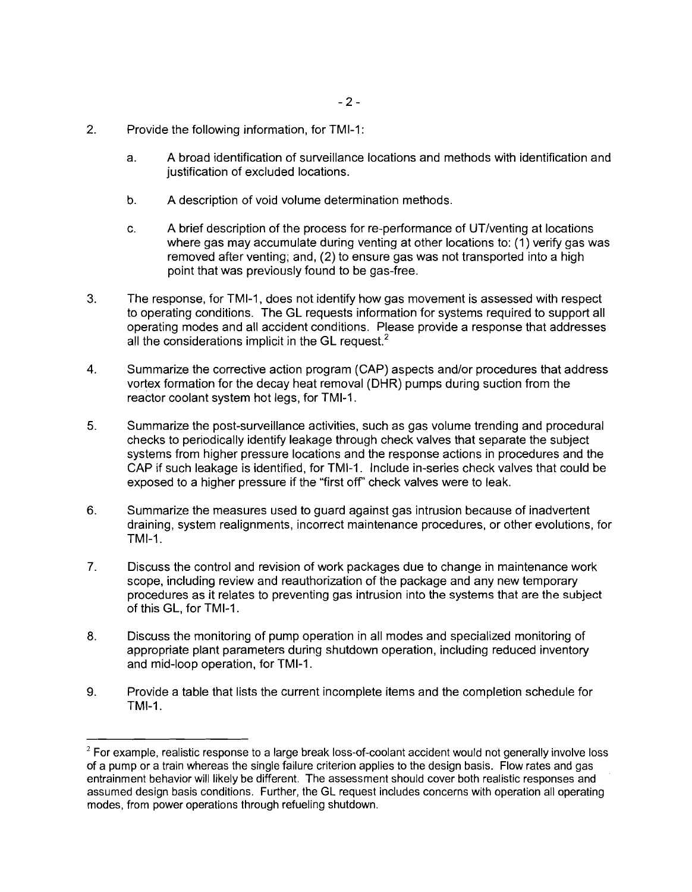2. Provide the following information, for TMI-1:

   a. A broad identification of surveillance locations and methods with identification and justification of excluded locations.

   b. A description of void volume determination methods.

   c. A brief description of the process for re-performance of UT/venting at locations where gas may accumulate during venting at other locations to: (1) verify gas was removed after venting; and, (2) to ensure gas was not transported into a high point that was previously found to be gas-free.

3. The response, for TMI-1, does not identify how gas movement is assessed with respect to operating conditions. The GL requests information for systems required to support all operating modes and all accident conditions. Please provide a response that addresses all the considerations implicit in the GL request.[2]

4. Summarize the corrective action program (CAP) aspects and/or procedures that address vortex formation for the decay heat removal (DHR) pumps during suction from the reactor coolant system hot legs, for TMI-1.

5. Summarize the post-surveillance activities, such as gas volume trending and procedural checks to periodically identify leakage through check valves that separate the subject systems from higher pressure locations and the response actions in procedures and the CAP if such leakage is identified, for TMI-1. Include in-series check valves that could be exposed to a higher pressure if the "first off" check valves were to leak.

6. Summarize the measures used to guard against gas intrusion because of inadvertent draining, system realignments, incorrect maintenance procedures, or other evolutions, for TMI-1.

7. Discuss the control and revision of work packages due to change in maintenance work scope, including review and reauthorization of the package and any new temporary procedures as it relates to preventing gas intrusion into the systems that are the subject of this GL, for TMI-1.

8. Discuss the monitoring of pump operation in all modes and specialized monitoring of appropriate plant parameters during shutdown operation, including reduced inventory and mid-loop operation, for TMI-1.

9. Provide a table that lists the current incomplete items and the completion schedule for TMI-1.

---

[2] For example, realistic response to a large break loss-of-coolant accident would not generally involve loss of a pump or a train whereas the single failure criterion applies to the design basis. Flow rates and gas entrainment behavior will likely be different. The assessment should cover both realistic responses and assumed design basis conditions. Further, the GL request includes concerns with operation all operating modes, from power operations through refueling shutdown.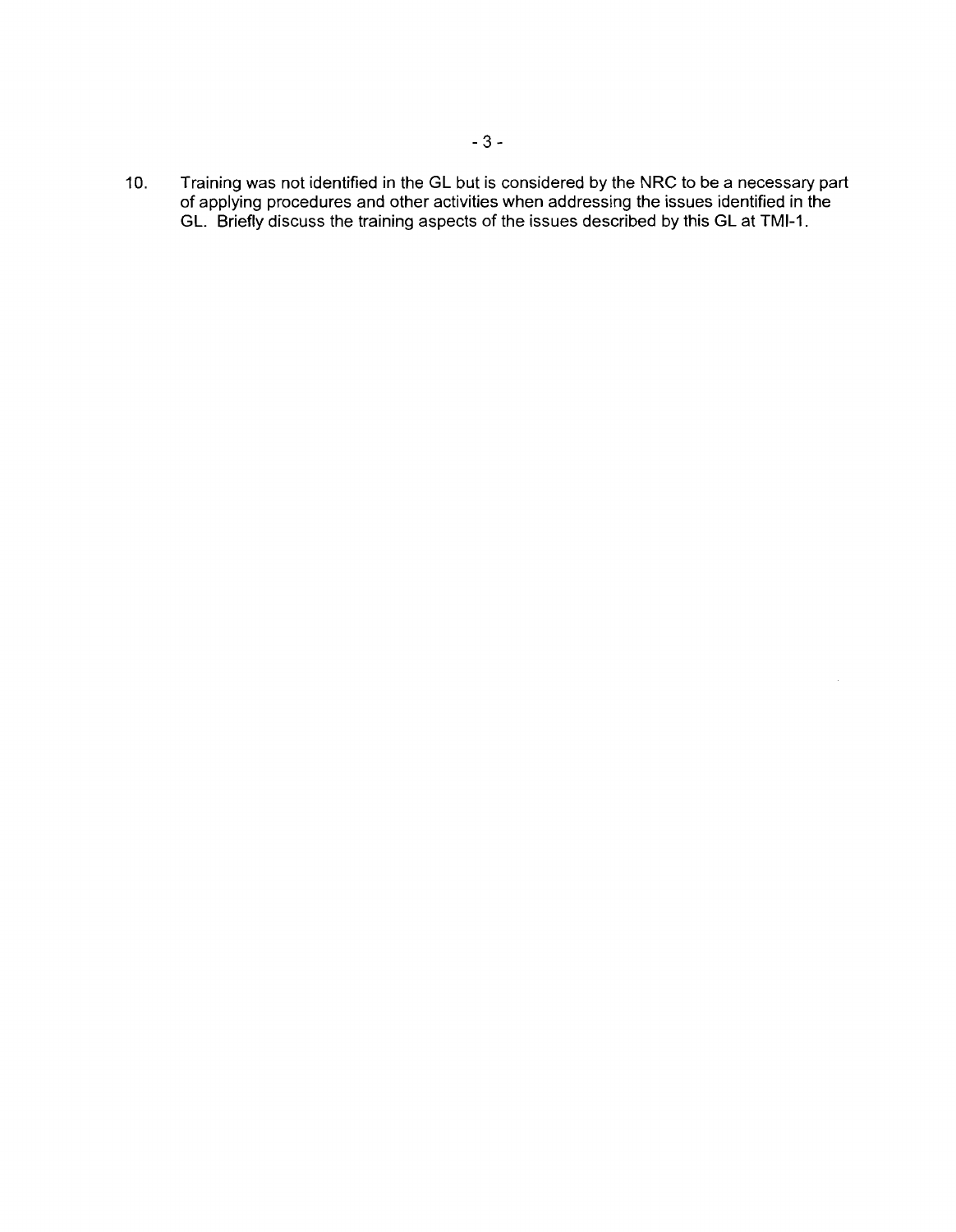10. Training was not identified in the GL but is considered by the NRC to be a necessary part of applying procedures and other activities when addressing the issues identified in the GL. Briefly discuss the training aspects of the issues described by this GL at TMI-1.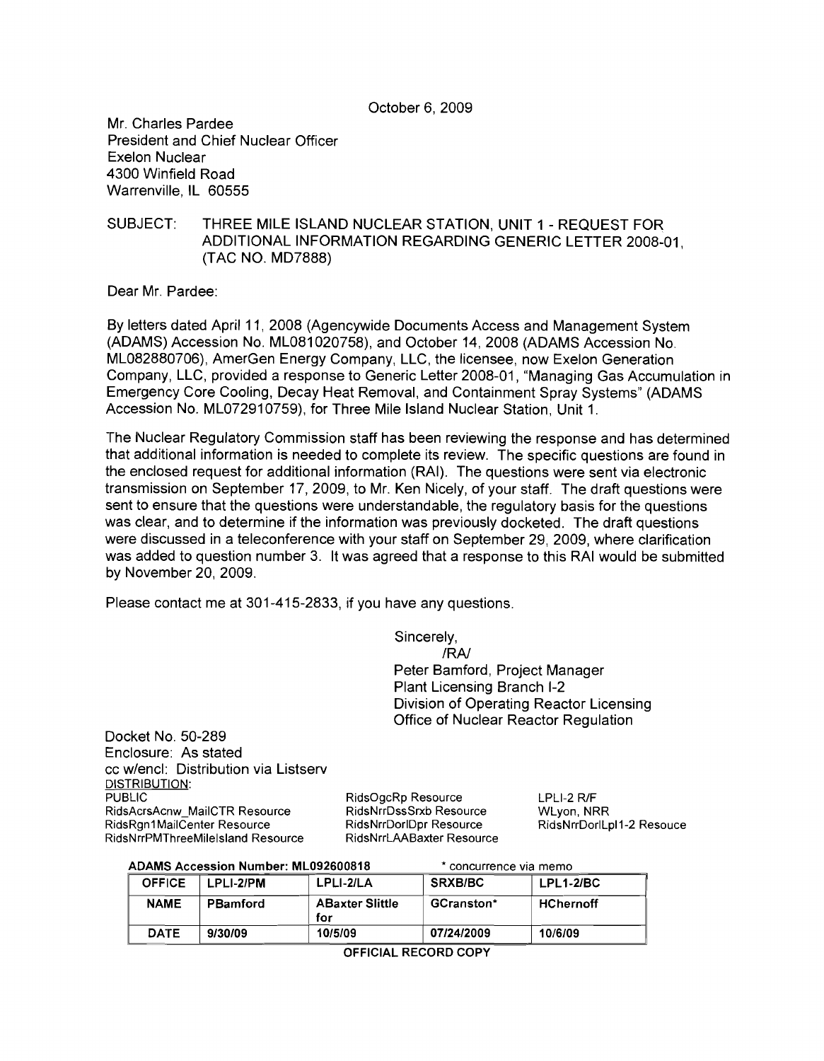October 6, 2009

Mr. Charles Pardee
President and Chief Nuclear Officer
Exelon Nuclear
4300 Winfield Road
Warrenville, IL 60555

SUBJECT: THREE MILE ISLAND NUCLEAR STATION, UNIT 1 - REQUEST FOR ADDITIONAL INFORMATION REGARDING GENERIC LETTER 2008-01, (TAC NO. MD7888)

Dear Mr. Pardee:

By letters dated April 11, 2008 (Agencywide Documents Access and Management System (ADAMS) Accession No. ML081020758), and October 14, 2008 (ADAMS Accession No. ML082880706), AmerGen Energy Company, LLC, the licensee, now Exelon Generation Company, LLC, provided a response to Generic Letter 2008-01, "Managing Gas Accumulation in Emergency Core Cooling, Decay Heat Removal, and Containment Spray Systems" (ADAMS Accession No. ML072910759), for Three Mile Island Nuclear Station, Unit 1.

The Nuclear Regulatory Commission staff has been reviewing the response and has determined that additional information is needed to complete its review. The specific questions are found in the enclosed request for additional information (RAI). The questions were sent via electronic transmission on September 17, 2009, to Mr. Ken Nicely, of your staff. The draft questions were sent to ensure that the questions were understandable, the regulatory basis for the questions was clear, and to determine if the information was previously docketed. The draft questions were discussed in a teleconference with your staff on September 29, 2009, where clarification was added to question number 3. It was agreed that a response to this RAI would be submitted by November 20, 2009.

Please contact me at 301-415-2833, if you have any questions.

Sincerely,
/RA/
Peter Bamford, Project Manager
Plant Licensing Branch I-2
Division of Operating Reactor Licensing
Office of Nuclear Reactor Regulation

Docket No. 50-289
Enclosure: As stated
cc w/encl: Distribution via Listserv

DISTRIBUTION:
PUBLIC
RidsAcrsAcnw_MailCTR Resource
RidsRgn1MailCenter Resource
RidsNrrPMThreeMileIsland Resource
RidsOgcRp Resource
RidsNrrDssSrxb Resource
RidsNrrDorlDpr Resource
RidsNrrLAABaxter Resource
LPLI-2 R/F
WLyon, NRR
RidsNrrDorlLpl1-2 Resouce

**ADAMS Accession Number: ML092600818** * concurrence via memo

| OFFICE | LPLI-2/PM | LPLI-2/LA | SRXB/BC | LPL1-2/BC |
|---|---|---|---|---|
| NAME | PBamford | ABaxter Slittle for | GCranston* | HChernoff |
| DATE | 9/30/09 | 10/5/09 | 07/24/2009 | 10/6/09 |

**OFFICIAL RECORD COPY**